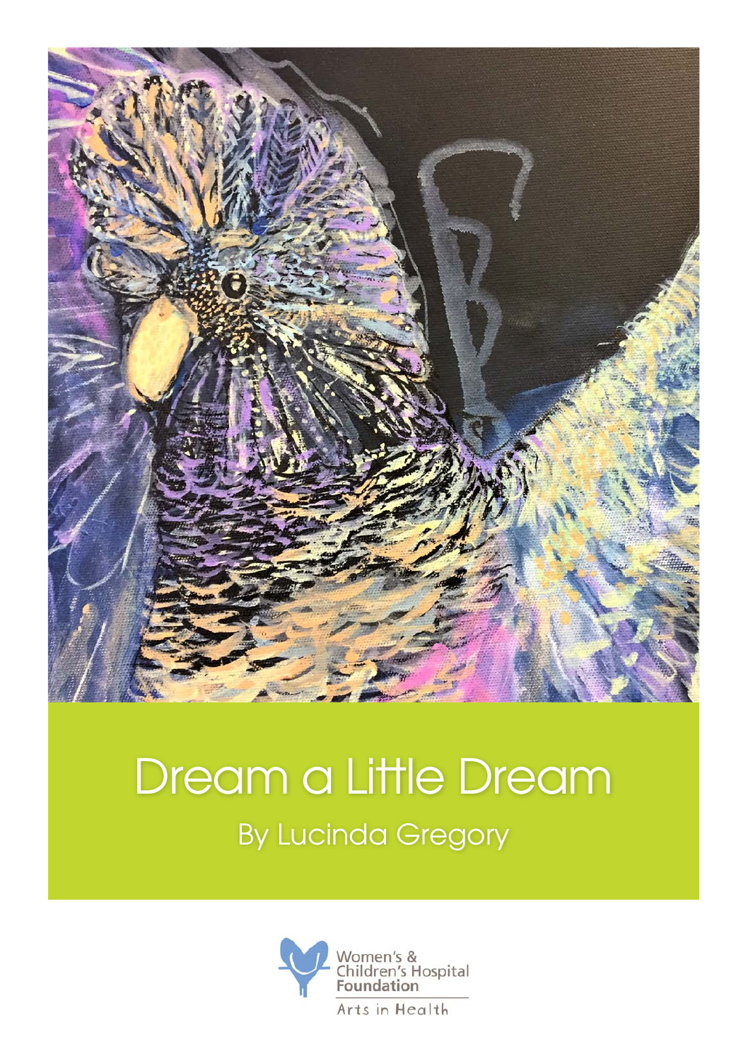# Dream a Little Dream

By Lucinda Gregory

Women's & Children's Hospital Foundation

Arts in Health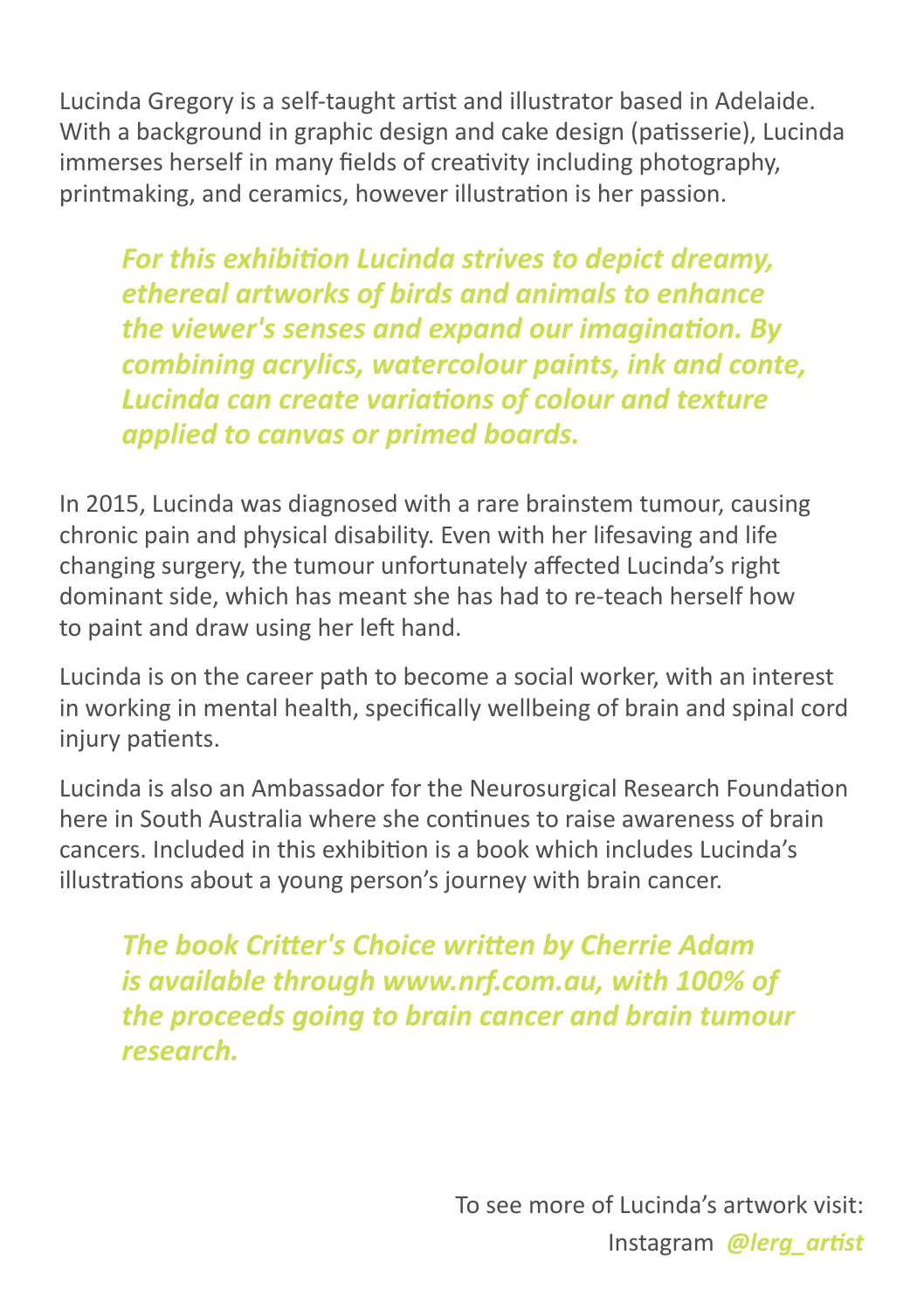Lucinda Gregory is a self-taught artist and illustrator based in Adelaide. With a background in graphic design and cake design (patisserie), Lucinda immerses herself in many fields of creativity including photography, printmaking, and ceramics, however illustration is her passion.

***For this exhibition Lucinda strives to depict dreamy, ethereal artworks of birds and animals to enhance the viewer's senses and expand our imagination. By combining acrylics, watercolour paints, ink and conte, Lucinda can create variations of colour and texture applied to canvas or primed boards.***

In 2015, Lucinda was diagnosed with a rare brainstem tumour, causing chronic pain and physical disability. Even with her lifesaving and life changing surgery, the tumour unfortunately affected Lucinda's right dominant side, which has meant she has had to re-teach herself how to paint and draw using her left hand.

Lucinda is on the career path to become a social worker, with an interest in working in mental health, specifically wellbeing of brain and spinal cord injury patients.

Lucinda is also an Ambassador for the Neurosurgical Research Foundation here in South Australia where she continues to raise awareness of brain cancers. Included in this exhibition is a book which includes Lucinda's illustrations about a young person's journey with brain cancer.

***The book Critter's Choice written by Cherrie Adam is available through www.nrf.com.au, with 100% of the proceeds going to brain cancer and brain tumour research.***

To see more of Lucinda's artwork visit:
Instagram ***@lerg_artist***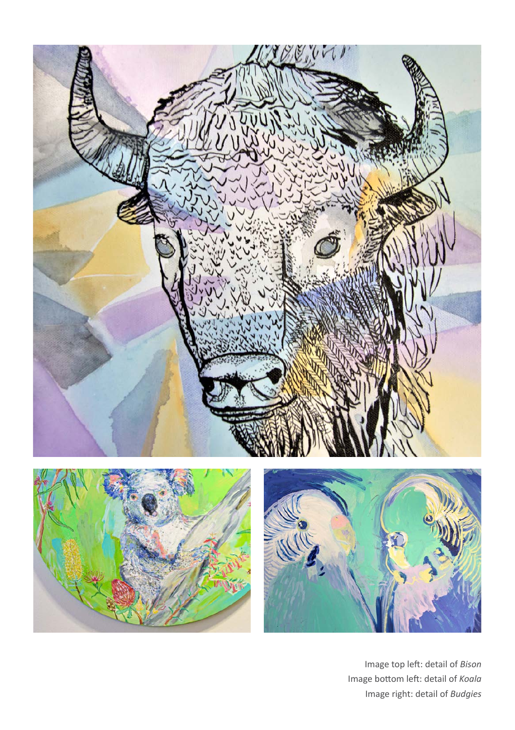Image top left: detail of *Bison*
Image bottom left: detail of *Koala*
Image right: detail of *Budgies*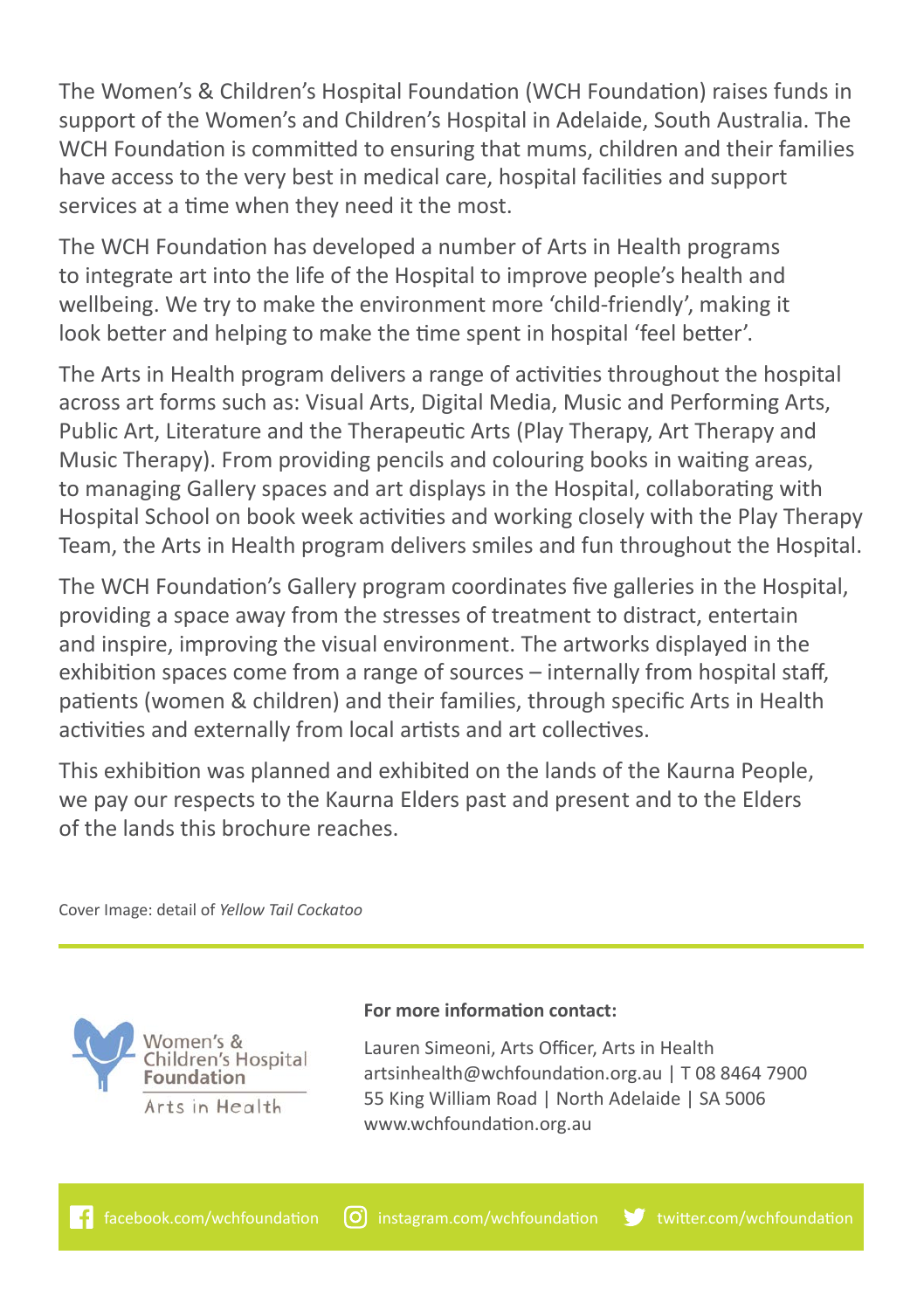The Women's & Children's Hospital Foundation (WCH Foundation) raises funds in support of the Women's and Children's Hospital in Adelaide, South Australia. The WCH Foundation is committed to ensuring that mums, children and their families have access to the very best in medical care, hospital facilities and support services at a time when they need it the most.

The WCH Foundation has developed a number of Arts in Health programs to integrate art into the life of the Hospital to improve people's health and wellbeing. We try to make the environment more 'child-friendly', making it look better and helping to make the time spent in hospital 'feel better'.

The Arts in Health program delivers a range of activities throughout the hospital across art forms such as: Visual Arts, Digital Media, Music and Performing Arts, Public Art, Literature and the Therapeutic Arts (Play Therapy, Art Therapy and Music Therapy). From providing pencils and colouring books in waiting areas, to managing Gallery spaces and art displays in the Hospital, collaborating with Hospital School on book week activities and working closely with the Play Therapy Team, the Arts in Health program delivers smiles and fun throughout the Hospital.

The WCH Foundation's Gallery program coordinates five galleries in the Hospital, providing a space away from the stresses of treatment to distract, entertain and inspire, improving the visual environment. The artworks displayed in the exhibition spaces come from a range of sources – internally from hospital staff, patients (women & children) and their families, through specific Arts in Health activities and externally from local artists and art collectives.

This exhibition was planned and exhibited on the lands of the Kaurna People, we pay our respects to the Kaurna Elders past and present and to the Elders of the lands this brochure reaches.

Cover Image: detail of *Yellow Tail Cockatoo*

Women's & Children's Hospital **Foundation**
Arts in Health

**For more information contact:**

Lauren Simeoni, Arts Officer, Arts in Health
artsinhealth@wchfoundation.org.au | T 08 8464 7900
55 King William Road | North Adelaide | SA 5006
www.wchfoundation.org.au

facebook.com/wchfoundation instagram.com/wchfoundation twitter.com/wchfoundation